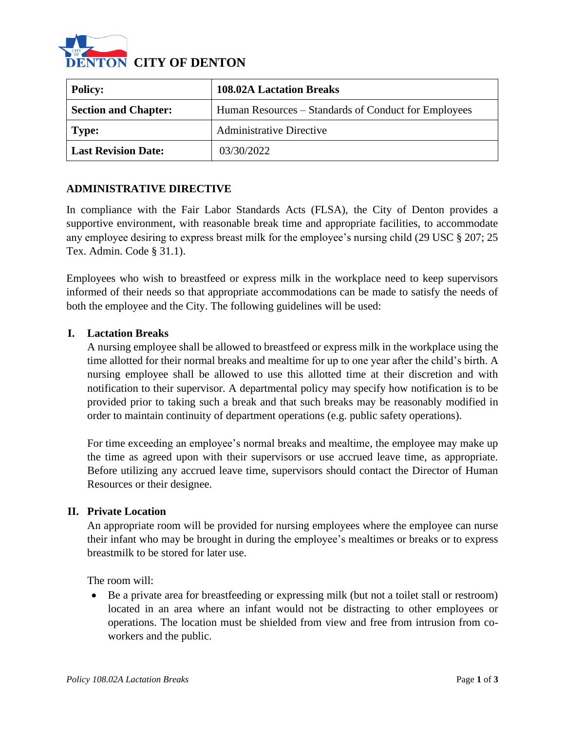# CITY OF DENTON

| **Policy:** | **108.02A Lactation Breaks** |
|---|---|
| **Section and Chapter:** | Human Resources – Standards of Conduct for Employees |
| **Type:** | Administrative Directive |
| **Last Revision Date:** | 03/30/2022 |

## ADMINISTRATIVE DIRECTIVE

In compliance with the Fair Labor Standards Acts (FLSA), the City of Denton provides a supportive environment, with reasonable break time and appropriate facilities, to accommodate any employee desiring to express breast milk for the employee's nursing child (29 USC § 207; 25 Tex. Admin. Code § 31.1).

Employees who wish to breastfeed or express milk in the workplace need to keep supervisors informed of their needs so that appropriate accommodations can be made to satisfy the needs of both the employee and the City. The following guidelines will be used:

### I. Lactation Breaks

A nursing employee shall be allowed to breastfeed or express milk in the workplace using the time allotted for their normal breaks and mealtime for up to one year after the child's birth. A nursing employee shall be allowed to use this allotted time at their discretion and with notification to their supervisor. A departmental policy may specify how notification is to be provided prior to taking such a break and that such breaks may be reasonably modified in order to maintain continuity of department operations (e.g. public safety operations).

For time exceeding an employee's normal breaks and mealtime, the employee may make up the time as agreed upon with their supervisors or use accrued leave time, as appropriate. Before utilizing any accrued leave time, supervisors should contact the Director of Human Resources or their designee.

### II. Private Location

An appropriate room will be provided for nursing employees where the employee can nurse their infant who may be brought in during the employee's mealtimes or breaks or to express breastmilk to be stored for later use.

The room will:

- Be a private area for breastfeeding or expressing milk (but not a toilet stall or restroom) located in an area where an infant would not be distracting to other employees or operations. The location must be shielded from view and free from intrusion from co-workers and the public.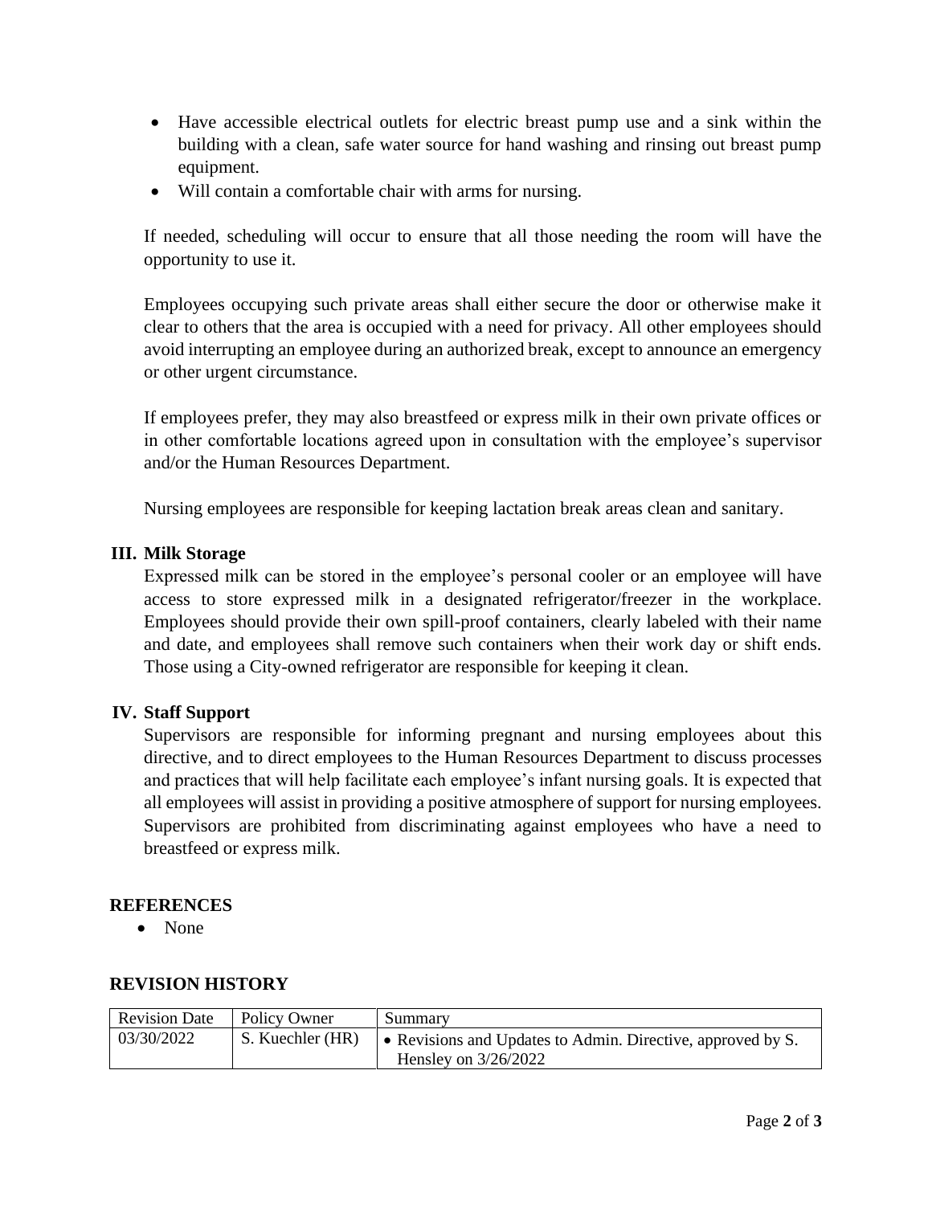- Have accessible electrical outlets for electric breast pump use and a sink within the building with a clean, safe water source for hand washing and rinsing out breast pump equipment.
- Will contain a comfortable chair with arms for nursing.

If needed, scheduling will occur to ensure that all those needing the room will have the opportunity to use it.

Employees occupying such private areas shall either secure the door or otherwise make it clear to others that the area is occupied with a need for privacy. All other employees should avoid interrupting an employee during an authorized break, except to announce an emergency or other urgent circumstance.

If employees prefer, they may also breastfeed or express milk in their own private offices or in other comfortable locations agreed upon in consultation with the employee's supervisor and/or the Human Resources Department.

Nursing employees are responsible for keeping lactation break areas clean and sanitary.

### III. Milk Storage

Expressed milk can be stored in the employee's personal cooler or an employee will have access to store expressed milk in a designated refrigerator/freezer in the workplace. Employees should provide their own spill-proof containers, clearly labeled with their name and date, and employees shall remove such containers when their work day or shift ends. Those using a City-owned refrigerator are responsible for keeping it clean.

### IV. Staff Support

Supervisors are responsible for informing pregnant and nursing employees about this directive, and to direct employees to the Human Resources Department to discuss processes and practices that will help facilitate each employee's infant nursing goals. It is expected that all employees will assist in providing a positive atmosphere of support for nursing employees. Supervisors are prohibited from discriminating against employees who have a need to breastfeed or express milk.

## REFERENCES

- None

## REVISION HISTORY

| Revision Date | Policy Owner | Summary |
|---|---|---|
| 03/30/2022 | S. Kuechler (HR) | • Revisions and Updates to Admin. Directive, approved by S. Hensley on 3/26/2022 |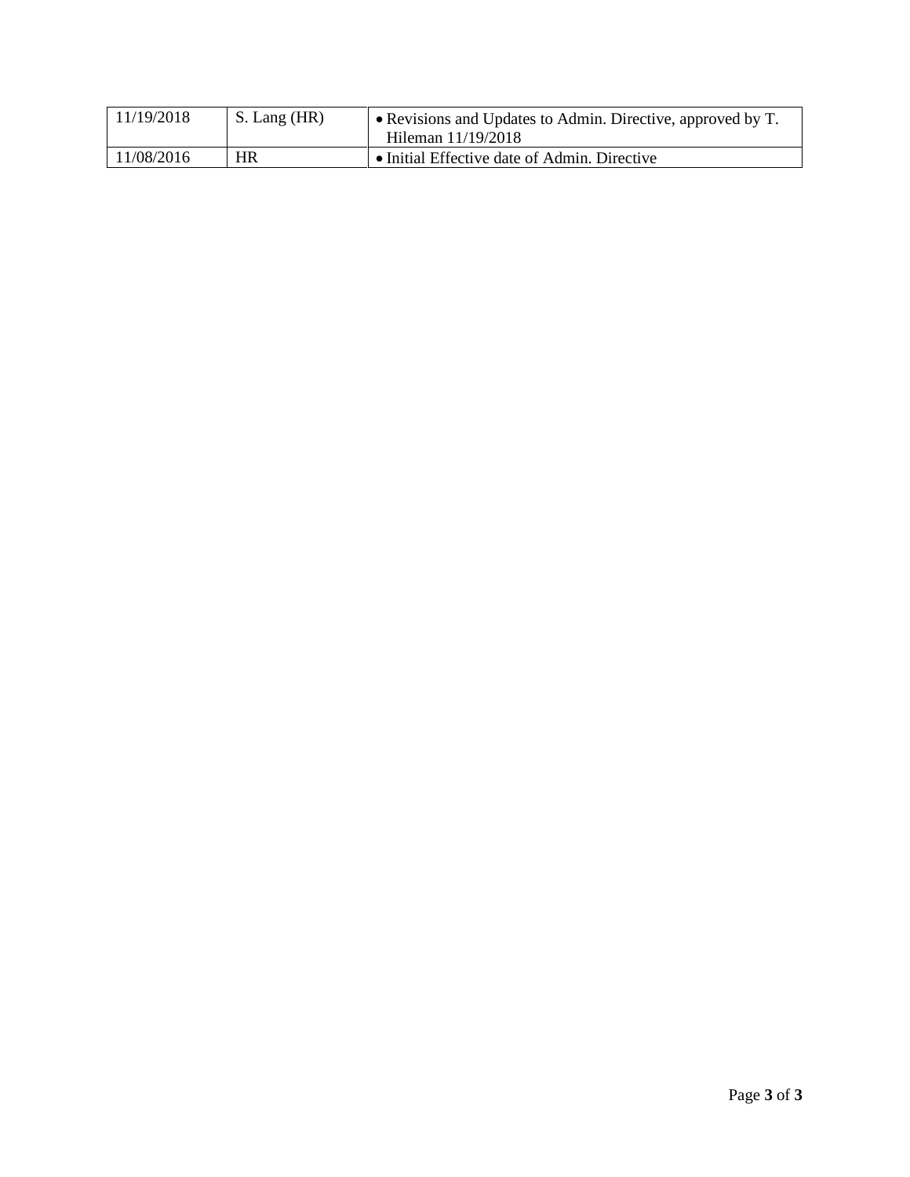| | | |
|---|---|---|
| 11/19/2018 | S. Lang (HR) | • Revisions and Updates to Admin. Directive, approved by T. Hileman 11/19/2018 |
| 11/08/2016 | HR | • Initial Effective date of Admin. Directive |